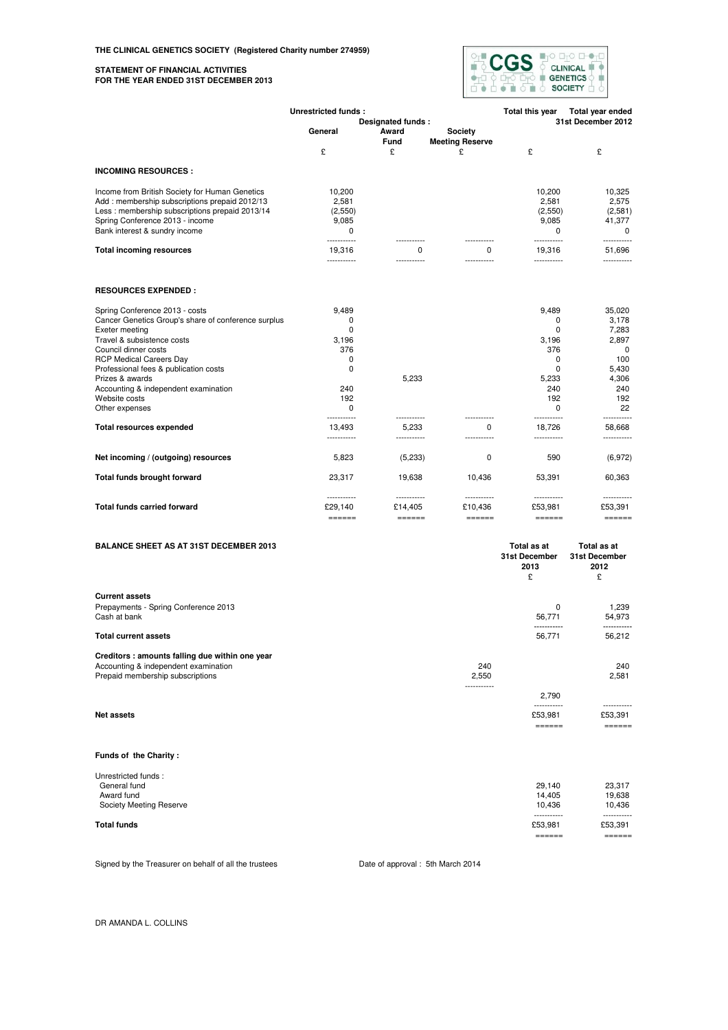**THE CLINICAL GENETICS SOCIETY (Registered Charity number 274959)**

**STATEMENT OF FINANCIAL ACTIVITIES**
**FOR THE YEAR ENDED 31ST DECEMBER 2013**

| | Unrestricted funds : | Designated funds : | | Total this year | Total year ended 31st December 2012 |
|---|---|---|---|---|---|
| | General | Award Fund | Society Meeting Reserve | | |
| | £ | £ | £ | £ | £ |
| **INCOMING RESOURCES :** | | | | | |
| Income from British Society for Human Genetics | 10,200 | | | 10,200 | 10,325 |
| Add : membership subscriptions prepaid 2012/13 | 2,581 | | | 2,581 | 2,575 |
| Less : membership subscriptions prepaid 2013/14 | (2,550) | | | (2,550) | (2,581) |
| Spring Conference 2013 - income | 9,085 | | | 9,085 | 41,377 |
| Bank interest & sundry income | 0 | | | 0 | 0 |
| **Total incoming resources** | 19,316 | 0 | 0 | 19,316 | 51,696 |
| **RESOURCES EXPENDED :** | | | | | |
| Spring Conference 2013 - costs | 9,489 | | | 9,489 | 35,020 |
| Cancer Genetics Group's share of conference surplus | 0 | | | 0 | 3,178 |
| Exeter meeting | 0 | | | 0 | 7,283 |
| Travel & subsistence costs | 3,196 | | | 3,196 | 2,897 |
| Council dinner costs | 376 | | | 376 | 0 |
| RCP Medical Careers Day | 0 | | | 0 | 100 |
| Professional fees & publication costs | 0 | | | 0 | 5,430 |
| Prizes & awards | | 5,233 | | 5,233 | 4,306 |
| Accounting & independent examination | 240 | | | 240 | 240 |
| Website costs | 192 | | | 192 | 192 |
| Other expenses | 0 | | | 0 | 22 |
| **Total resources expended** | 13,493 | 5,233 | 0 | 18,726 | 58,668 |
| **Net incoming / (outgoing) resources** | 5,823 | (5,233) | 0 | 590 | (6,972) |
| **Total funds brought forward** | 23,317 | 19,638 | 10,436 | 53,391 | 60,363 |
| **Total funds carried forward** | £29,140 | £14,405 | £10,436 | £53,981 | £53,391 |

**BALANCE SHEET AS AT 31ST DECEMBER 2013**

| | | Total as at 31st December 2013 | Total as at 31st December 2012 |
|---|---|---|---|
| | | £ | £ |
| **Current assets** | | | |
| Prepayments - Spring Conference 2013 | | 0 | 1,239 |
| Cash at bank | | 56,771 | 54,973 |
| **Total current assets** | | 56,771 | 56,212 |
| **Creditors : amounts falling due within one year** | | | |
| Accounting & independent examination | 240 | | 240 |
| Prepaid membership subscriptions | 2,550 | | 2,581 |
| | | 2,790 | |
| **Net assets** | | £53,981 | £53,391 |
| **Funds of the Charity :** | | | |
| Unrestricted funds : | | | |
| General fund | | 29,140 | 23,317 |
| Award fund | | 14,405 | 19,638 |
| Society Meeting Reserve | | 10,436 | 10,436 |
| **Total funds** | | £53,981 | £53,391 |

Signed by the Treasurer on behalf of all the trustees

Date of approval : 5th March 2014

DR AMANDA L. COLLINS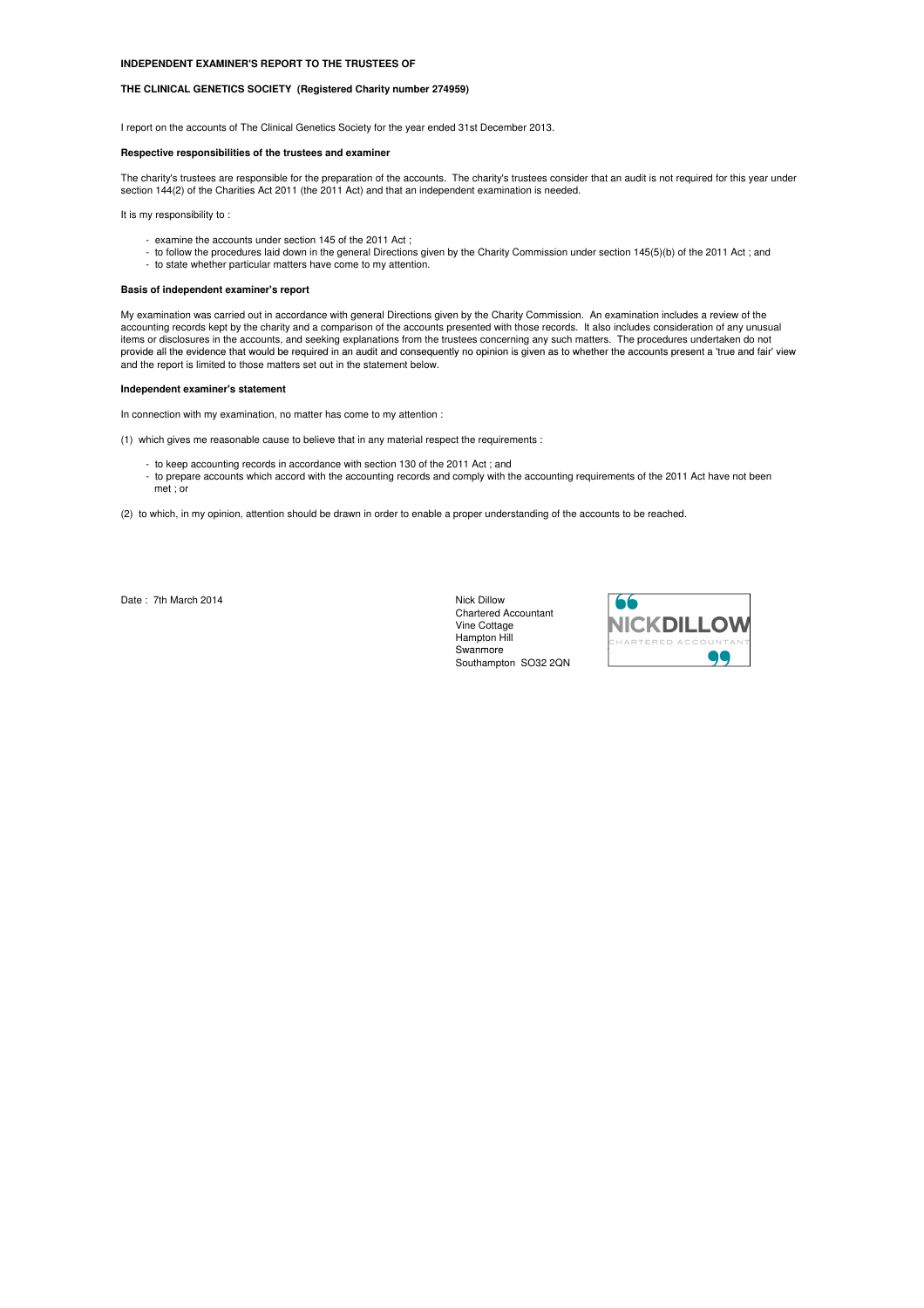**INDEPENDENT EXAMINER'S REPORT TO THE TRUSTEES OF**

**THE CLINICAL GENETICS SOCIETY (Registered Charity number 274959)**

I report on the accounts of The Clinical Genetics Society for the year ended 31st December 2013.

**Respective responsibilities of the trustees and examiner**

The charity's trustees are responsible for the preparation of the accounts. The charity's trustees consider that an audit is not required for this year under section 144(2) of the Charities Act 2011 (the 2011 Act) and that an independent examination is needed.

It is my responsibility to :

- examine the accounts under section 145 of the 2011 Act ;
- to follow the procedures laid down in the general Directions given by the Charity Commission under section 145(5)(b) of the 2011 Act ; and
- to state whether particular matters have come to my attention.

**Basis of independent examiner's report**

My examination was carried out in accordance with general Directions given by the Charity Commission. An examination includes a review of the accounting records kept by the charity and a comparison of the accounts presented with those records. It also includes consideration of any unusual items or disclosures in the accounts, and seeking explanations from the trustees concerning any such matters. The procedures undertaken do not provide all the evidence that would be required in an audit and consequently no opinion is given as to whether the accounts present a 'true and fair' view and the report is limited to those matters set out in the statement below.

**Independent examiner's statement**

In connection with my examination, no matter has come to my attention :

(1) which gives me reasonable cause to believe that in any material respect the requirements :

- to keep accounting records in accordance with section 130 of the 2011 Act ; and
- to prepare accounts which accord with the accounting records and comply with the accounting requirements of the 2011 Act have not been met ; or

(2) to which, in my opinion, attention should be drawn in order to enable a proper understanding of the accounts to be reached.

Date : 7th March 2014

Nick Dillow
Chartered Accountant
Vine Cottage
Hampton Hill
Swanmore
Southampton SO32 2QN

NICKDILLOW
CHARTERED ACCOUNTANT